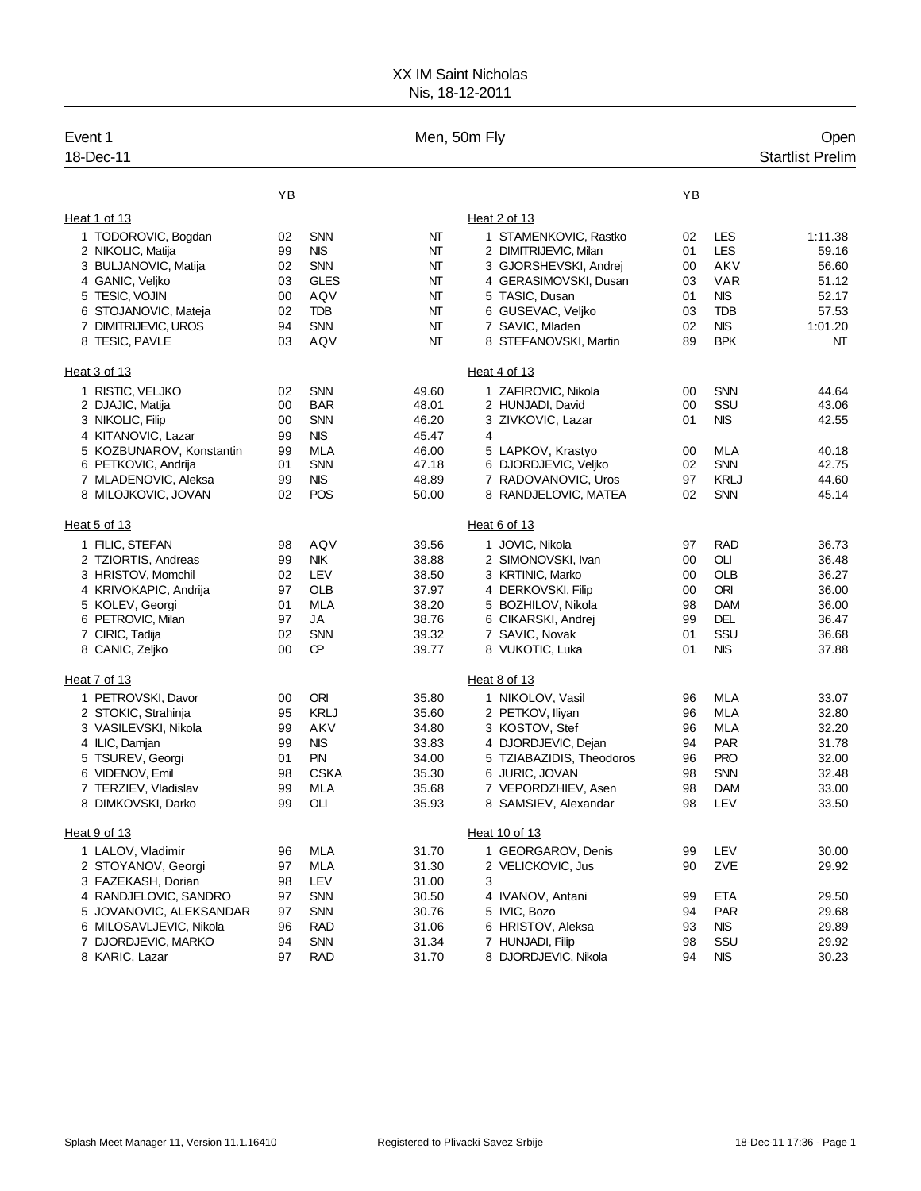# XX IM Saint Nicholas

Nis, 18-12-2011

**Event 1** — Men, 50m Fly — Open

18-Dec-11 — Startlist Prelim

### Heat 1 of 13

| Lane | Name | YB | Club | Entry |
|---|---|---|---|---|
| 1 | TODOROVIC, Bogdan | 02 | SNN | NT |
| 2 | NIKOLIC, Matija | 99 | NIS | NT |
| 3 | BULJANOVIC, Matija | 02 | SNN | NT |
| 4 | GANIC, Veljko | 03 | GLES | NT |
| 5 | TESIC, VOJIN | 00 | AQV | NT |
| 6 | STOJANOVIC, Mateja | 02 | TDB | NT |
| 7 | DIMITRIJEVIC, UROS | 94 | SNN | NT |
| 8 | TESIC, PAVLE | 03 | AQV | NT |

### Heat 2 of 13

| Lane | Name | YB | Club | Entry |
|---|---|---|---|---|
| 1 | STAMENKOVIC, Rastko | 02 | LES | 1:11.38 |
| 2 | DIMITRIJEVIC, Milan | 01 | LES | 59.16 |
| 3 | GJORSHEVSKI, Andrej | 00 | AKV | 56.60 |
| 4 | GERASIMOVSKI, Dusan | 03 | VAR | 51.12 |
| 5 | TASIC, Dusan | 01 | NIS | 52.17 |
| 6 | GUSEVAC, Veljko | 03 | TDB | 57.53 |
| 7 | SAVIC, Mladen | 02 | NIS | 1:01.20 |
| 8 | STEFANOVSKI, Martin | 89 | BPK | NT |

### Heat 3 of 13

| Lane | Name | YB | Club | Entry |
|---|---|---|---|---|
| 1 | RISTIC, VELJKO | 02 | SNN | 49.60 |
| 2 | DJAJIC, Matija | 00 | BAR | 48.01 |
| 3 | NIKOLIC, Filip | 00 | SNN | 46.20 |
| 4 | KITANOVIC, Lazar | 99 | NIS | 45.47 |
| 5 | KOZBUNAROV, Konstantin | 99 | MLA | 46.00 |
| 6 | PETKOVIC, Andrija | 01 | SNN | 47.18 |
| 7 | MLADENOVIC, Aleksa | 99 | NIS | 48.89 |
| 8 | MILOJKOVIC, JOVAN | 02 | POS | 50.00 |

### Heat 4 of 13

| Lane | Name | YB | Club | Entry |
|---|---|---|---|---|
| 1 | ZAFIROVIC, Nikola | 00 | SNN | 44.64 |
| 2 | HUNJADI, David | 00 | SSU | 43.06 |
| 3 | ZIVKOVIC, Lazar | 01 | NIS | 42.55 |
| 4 | | | | |
| 5 | LAPKOV, Krastyo | 00 | MLA | 40.18 |
| 6 | DJORDJEVIC, Veljko | 02 | SNN | 42.75 |
| 7 | RADOVANOVIC, Uros | 97 | KRLJ | 44.60 |
| 8 | RANDJELOVIC, MATEA | 02 | SNN | 45.14 |

### Heat 5 of 13

| Lane | Name | YB | Club | Entry |
|---|---|---|---|---|
| 1 | FILIC, STEFAN | 98 | AQV | 39.56 |
| 2 | TZIORTIS, Andreas | 99 | NIK | 38.88 |
| 3 | HRISTOV, Momchil | 02 | LEV | 38.50 |
| 4 | KRIVOKAPIC, Andrija | 97 | OLB | 37.97 |
| 5 | KOLEV, Georgi | 01 | MLA | 38.20 |
| 6 | PETROVIC, Milan | 97 | JA | 38.76 |
| 7 | CIRIC, Tadija | 02 | SNN | 39.32 |
| 8 | CANIC, Zeljko | 00 | CP | 39.77 |

### Heat 6 of 13

| Lane | Name | YB | Club | Entry |
|---|---|---|---|---|
| 1 | JOVIC, Nikola | 97 | RAD | 36.73 |
| 2 | SIMONOVSKI, Ivan | 00 | OLI | 36.48 |
| 3 | KRTINIC, Marko | 00 | OLB | 36.27 |
| 4 | DERKOVSKI, Filip | 00 | ORI | 36.00 |
| 5 | BOZHILOV, Nikola | 98 | DAM | 36.00 |
| 6 | CIKARSKI, Andrej | 99 | DEL | 36.47 |
| 7 | SAVIC, Novak | 01 | SSU | 36.68 |
| 8 | VUKOTIC, Luka | 01 | NIS | 37.88 |

### Heat 7 of 13

| Lane | Name | YB | Club | Entry |
|---|---|---|---|---|
| 1 | PETROVSKI, Davor | 00 | ORI | 35.80 |
| 2 | STOKIC, Strahinja | 95 | KRLJ | 35.60 |
| 3 | VASILEVSKI, Nikola | 99 | AKV | 34.80 |
| 4 | ILIC, Damjan | 99 | NIS | 33.83 |
| 5 | TSUREV, Georgi | 01 | PIN | 34.00 |
| 6 | VIDENOV, Emil | 98 | CSKA | 35.30 |
| 7 | TERZIEV, Vladislav | 99 | MLA | 35.68 |
| 8 | DIMKOVSKI, Darko | 99 | OLI | 35.93 |

### Heat 8 of 13

| Lane | Name | YB | Club | Entry |
|---|---|---|---|---|
| 1 | NIKOLOV, Vasil | 96 | MLA | 33.07 |
| 2 | PETKOV, Iliyan | 96 | MLA | 32.80 |
| 3 | KOSTOV, Stef | 96 | MLA | 32.20 |
| 4 | DJORDJEVIC, Dejan | 94 | PAR | 31.78 |
| 5 | TZIABAZIDIS, Theodoros | 96 | PRO | 32.00 |
| 6 | JURIC, JOVAN | 98 | SNN | 32.48 |
| 7 | VEPORDZHIEV, Asen | 98 | DAM | 33.00 |
| 8 | SAMSIEV, Alexandar | 98 | LEV | 33.50 |

### Heat 9 of 13

| Lane | Name | YB | Club | Entry |
|---|---|---|---|---|
| 1 | LALOV, Vladimir | 96 | MLA | 31.70 |
| 2 | STOYANOV, Georgi | 97 | MLA | 31.30 |
| 3 | FAZEKASH, Dorian | 98 | LEV | 31.00 |
| 4 | RANDJELOVIC, SANDRO | 97 | SNN | 30.50 |
| 5 | JOVANOVIC, ALEKSANDAR | 97 | SNN | 30.76 |
| 6 | MILOSAVLJEVIC, Nikola | 96 | RAD | 31.06 |
| 7 | DJORDJEVIC, MARKO | 94 | SNN | 31.34 |
| 8 | KARIC, Lazar | 97 | RAD | 31.70 |

### Heat 10 of 13

| Lane | Name | YB | Club | Entry |
|---|---|---|---|---|
| 1 | GEORGAROV, Denis | 99 | LEV | 30.00 |
| 2 | VELICKOVIC, Jus | 90 | ZVE | 29.92 |
| 3 | | | | |
| 4 | IVANOV, Antani | 99 | ETA | 29.50 |
| 5 | IVIC, Bozo | 94 | PAR | 29.68 |
| 6 | HRISTOV, Aleksa | 93 | NIS | 29.89 |
| 7 | HUNJADI, Filip | 98 | SSU | 29.92 |
| 8 | DJORDJEVIC, Nikola | 94 | NIS | 30.23 |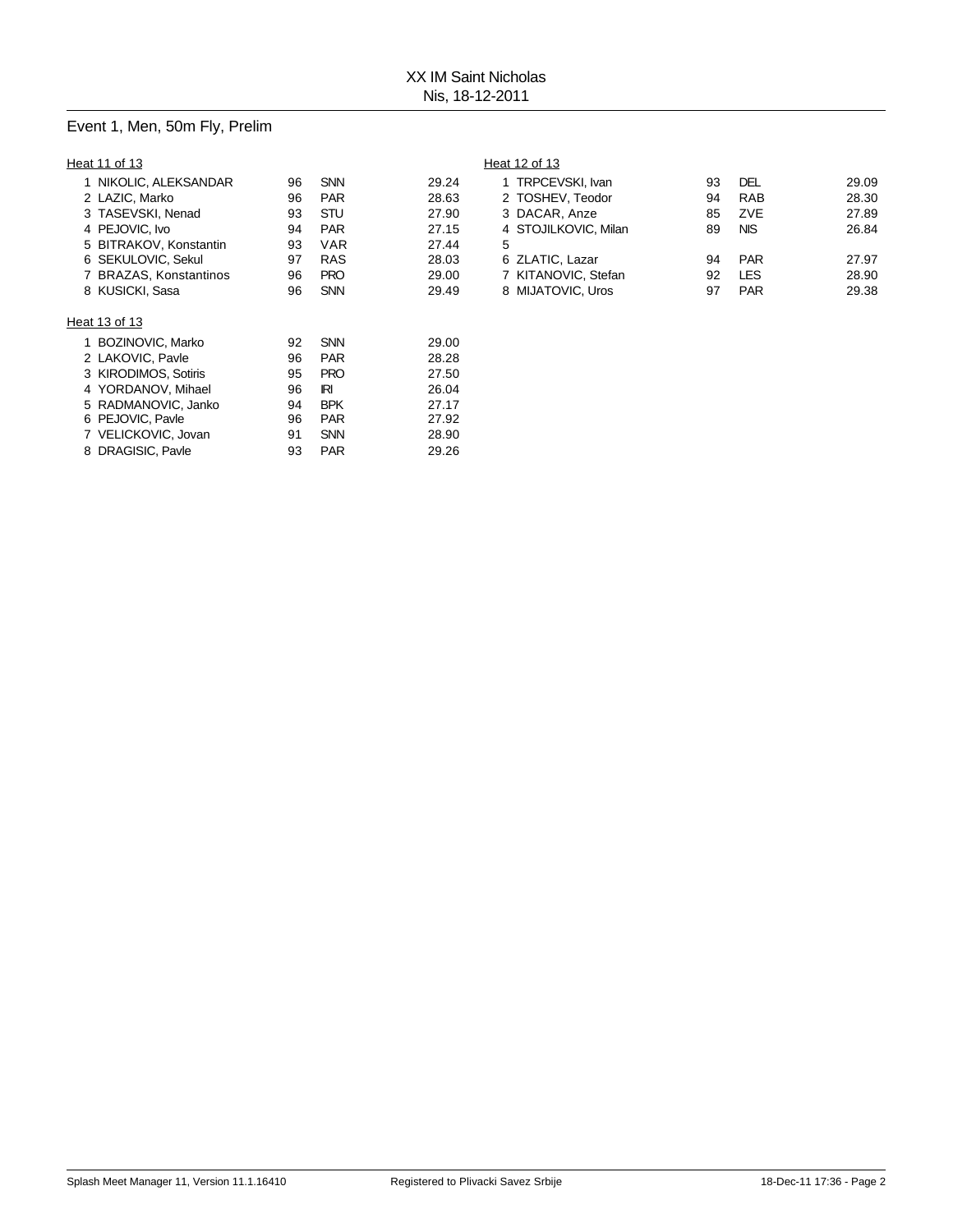XX IM Saint Nicholas
Nis, 18-12-2011

## Event 1, Men, 50m Fly, Prelim

### Heat 11 of 13

| | | | | |
|---|---|---|---|---|
| 1 | NIKOLIC, ALEKSANDAR | 96 | SNN | 29.24 |
| 2 | LAZIC, Marko | 96 | PAR | 28.63 |
| 3 | TASEVSKI, Nenad | 93 | STU | 27.90 |
| 4 | PEJOVIC, Ivo | 94 | PAR | 27.15 |
| 5 | BITRAKOV, Konstantin | 93 | VAR | 27.44 |
| 6 | SEKULOVIC, Sekul | 97 | RAS | 28.03 |
| 7 | BRAZAS, Konstantinos | 96 | PRO | 29.00 |
| 8 | KUSICKI, Sasa | 96 | SNN | 29.49 |

### Heat 12 of 13

| | | | | |
|---|---|---|---|---|
| 1 | TRPCEVSKI, Ivan | 93 | DEL | 29.09 |
| 2 | TOSHEV, Teodor | 94 | RAB | 28.30 |
| 3 | DACAR, Anze | 85 | ZVE | 27.89 |
| 4 | STOJILKOVIC, Milan | 89 | NIS | 26.84 |
| 5 | | | | |
| 6 | ZLATIC, Lazar | 94 | PAR | 27.97 |
| 7 | KITANOVIC, Stefan | 92 | LES | 28.90 |
| 8 | MIJATOVIC, Uros | 97 | PAR | 29.38 |

### Heat 13 of 13

| | | | | |
|---|---|---|---|---|
| 1 | BOZINOVIC, Marko | 92 | SNN | 29.00 |
| 2 | LAKOVIC, Pavle | 96 | PAR | 28.28 |
| 3 | KIRODIMOS, Sotiris | 95 | PRO | 27.50 |
| 4 | YORDANOV, Mihael | 96 | IRI | 26.04 |
| 5 | RADMANOVIC, Janko | 94 | BPK | 27.17 |
| 6 | PEJOVIC, Pavle | 96 | PAR | 27.92 |
| 7 | VELICKOVIC, Jovan | 91 | SNN | 28.90 |
| 8 | DRAGISIC, Pavle | 93 | PAR | 29.26 |

Splash Meet Manager 11, Version 11.1.16410 Registered to Plivacki Savez Srbije 18-Dec-11 17:36 - Page 2